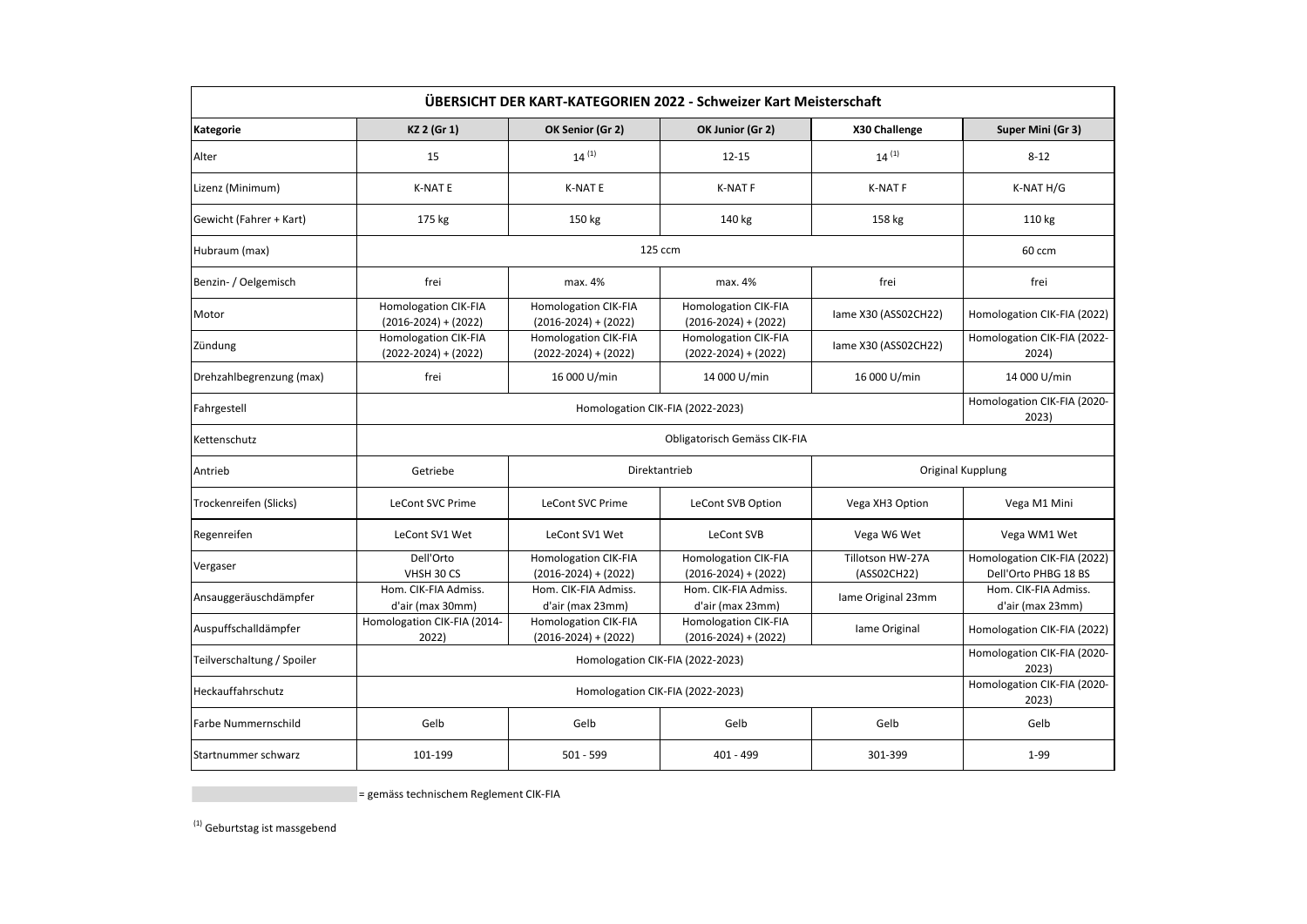| ÜBERSICHT DER KART-KATEGORIEN 2022 - Schweizer Kart Meisterschaft | | | | | |
|---|---|---|---|---|---|
| **Kategorie** | **KZ 2 (Gr 1)** | **OK Senior (Gr 2)** | **OK Junior (Gr 2)** | **X30 Challenge** | **Super Mini (Gr 3)** |
| Alter | 15 | 14 (1) | 12-15 | 14 (1) | 8-12 |
| Lizenz (Minimum) | K-NAT E | K-NAT E | K-NAT F | K-NAT F | K-NAT H/G |
| Gewicht (Fahrer + Kart) | 175 kg | 150 kg | 140 kg | 158 kg | 110 kg |
| Hubraum (max) | 125 ccm | | | | 60 ccm |
| Benzin- / Oelgemisch | frei | max. 4% | max. 4% | frei | frei |
| Motor | Homologation CIK-FIA (2016-2024) + (2022) | Homologation CIK-FIA (2016-2024) + (2022) | Homologation CIK-FIA (2016-2024) + (2022) | Iame X30 (ASS02CH22) | Homologation CIK-FIA (2022) |
| Zündung | Homologation CIK-FIA (2022-2024) + (2022) | Homologation CIK-FIA (2022-2024) + (2022) | Homologation CIK-FIA (2022-2024) + (2022) | Iame X30 (ASS02CH22) | Homologation CIK-FIA (2022-2024) |
| Drehzahlbegrenzung (max) | frei | 16 000 U/min | 14 000 U/min | 16 000 U/min | 14 000 U/min |
| Fahrgestell | Homologation CIK-FIA (2022-2023) | | | | Homologation CIK-FIA (2020-2023) |
| Kettenschutz | Obligatorisch Gemäss CIK-FIA | | | | |
| Antrieb | Getriebe | Direktantrieb | | Original Kupplung | |
| Trockenreifen (Slicks) | LeCont SVC Prime | LeCont SVC Prime | LeCont SVB Option | Vega XH3 Option | Vega M1 Mini |
| Regenreifen | LeCont SV1 Wet | LeCont SV1 Wet | LeCont SVB | Vega W6 Wet | Vega WM1 Wet |
| Vergaser | Dell'Orto VHSH 30 CS | Homologation CIK-FIA (2016-2024) + (2022) | Homologation CIK-FIA (2016-2024) + (2022) | Tillotson HW-27A (ASS02CH22) | Homologation CIK-FIA (2022) Dell'Orto PHBG 18 BS |
| Ansauggeräuschdämpfer | Hom. CIK-FIA Admiss. d'air (max 30mm) | Hom. CIK-FIA Admiss. d'air (max 23mm) | Hom. CIK-FIA Admiss. d'air (max 23mm) | Iame Original 23mm | Hom. CIK-FIA Admiss. d'air (max 23mm) |
| Auspuffschalldämpfer | Homologation CIK-FIA (2014-2022) | Homologation CIK-FIA (2016-2024) + (2022) | Homologation CIK-FIA (2016-2024) + (2022) | Iame Original | Homologation CIK-FIA (2022) |
| Teilverschaltung / Spoiler | Homologation CIK-FIA (2022-2023) | | | | Homologation CIK-FIA (2020-2023) |
| Heckauffahrschutz | Homologation CIK-FIA (2022-2023) | | | | Homologation CIK-FIA (2020-2023) |
| Farbe Nummernschild | Gelb | Gelb | Gelb | Gelb | Gelb |
| Startnummer schwarz | 101-199 | 501 - 599 | 401 - 499 | 301-399 | 1-99 |

= gemäss technischem Reglement CIK-FIA

(1) Geburtstag ist massgebend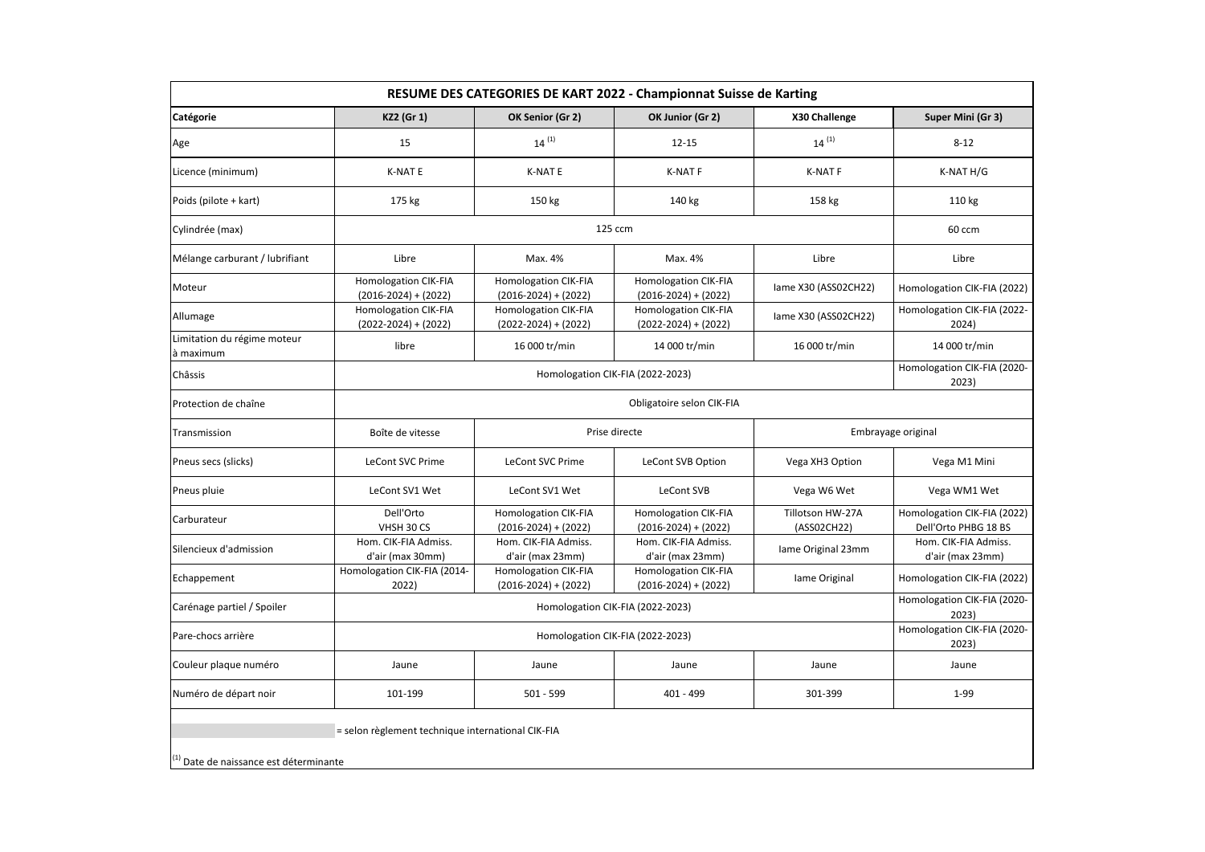# RESUME DES CATEGORIES DE KART 2022 - Championnat Suisse de Karting

| Catégorie | KZ2 (Gr 1) | OK Senior (Gr 2) | OK Junior (Gr 2) | X30 Challenge | Super Mini (Gr 3) |
|---|---|---|---|---|---|
| Age | 15 | 14 [(1)] | 12-15 | 14 [(1)] | 8-12 |
| Licence (minimum) | K-NAT E | K-NAT E | K-NAT F | K-NAT F | K-NAT H/G |
| Poids (pilote + kart) | 175 kg | 150 kg | 140 kg | 158 kg | 110 kg |
| Cylindrée (max) | 125 ccm | | | | 60 ccm |
| Mélange carburant / lubrifiant | Libre | Max. 4% | Max. 4% | Libre | Libre |
| Moteur | Homologation CIK-FIA (2016-2024) + (2022) | Homologation CIK-FIA (2016-2024) + (2022) | Homologation CIK-FIA (2016-2024) + (2022) | Iame X30 (ASS02CH22) | Homologation CIK-FIA (2022) |
| Allumage | Homologation CIK-FIA (2022-2024) + (2022) | Homologation CIK-FIA (2022-2024) + (2022) | Homologation CIK-FIA (2022-2024) + (2022) | Iame X30 (ASS02CH22) | Homologation CIK-FIA (2022-2024) |
| Limitation du régime moteur à maximum | libre | 16 000 tr/min | 14 000 tr/min | 16 000 tr/min | 14 000 tr/min |
| Châssis | Homologation CIK-FIA (2022-2023) | | | | Homologation CIK-FIA (2020-2023) |
| Protection de chaîne | Obligatoire selon CIK-FIA | | | | |
| Transmission | Boîte de vitesse | Prise directe | | Embrayage original | |
| Pneus secs (slicks) | LeCont SVC Prime | LeCont SVC Prime | LeCont SVB Option | Vega XH3 Option | Vega M1 Mini |
| Pneus pluie | LeCont SV1 Wet | LeCont SV1 Wet | LeCont SVB | Vega W6 Wet | Vega WM1 Wet |
| Carburateur | Dell'Orto VHSH 30 CS | Homologation CIK-FIA (2016-2024) + (2022) | Homologation CIK-FIA (2016-2024) + (2022) | Tillotson HW-27A (ASS02CH22) | Homologation CIK-FIA (2022) Dell'Orto PHBG 18 BS |
| Silencieux d'admission | Hom. CIK-FIA Admiss. d'air (max 30mm) | Hom. CIK-FIA Admiss. d'air (max 23mm) | Hom. CIK-FIA Admiss. d'air (max 23mm) | Iame Original 23mm | Hom. CIK-FIA Admiss. d'air (max 23mm) |
| Echappement | Homologation CIK-FIA (2014-2022) | Homologation CIK-FIA (2016-2024) + (2022) | Homologation CIK-FIA (2016-2024) + (2022) | Iame Original | Homologation CIK-FIA (2022) |
| Carénage partiel / Spoiler | Homologation CIK-FIA (2022-2023) | | | | Homologation CIK-FIA (2020-2023) |
| Pare-chocs arrière | Homologation CIK-FIA (2022-2023) | | | | Homologation CIK-FIA (2020-2023) |
| Couleur plaque numéro | Jaune | Jaune | Jaune | Jaune | Jaune |
| Numéro de départ noir | 101-199 | 501 - 599 | 401 - 499 | 301-399 | 1-99 |

(grisé) = selon règlement technique international CIK-FIA

[(1)] Date de naissance est déterminante